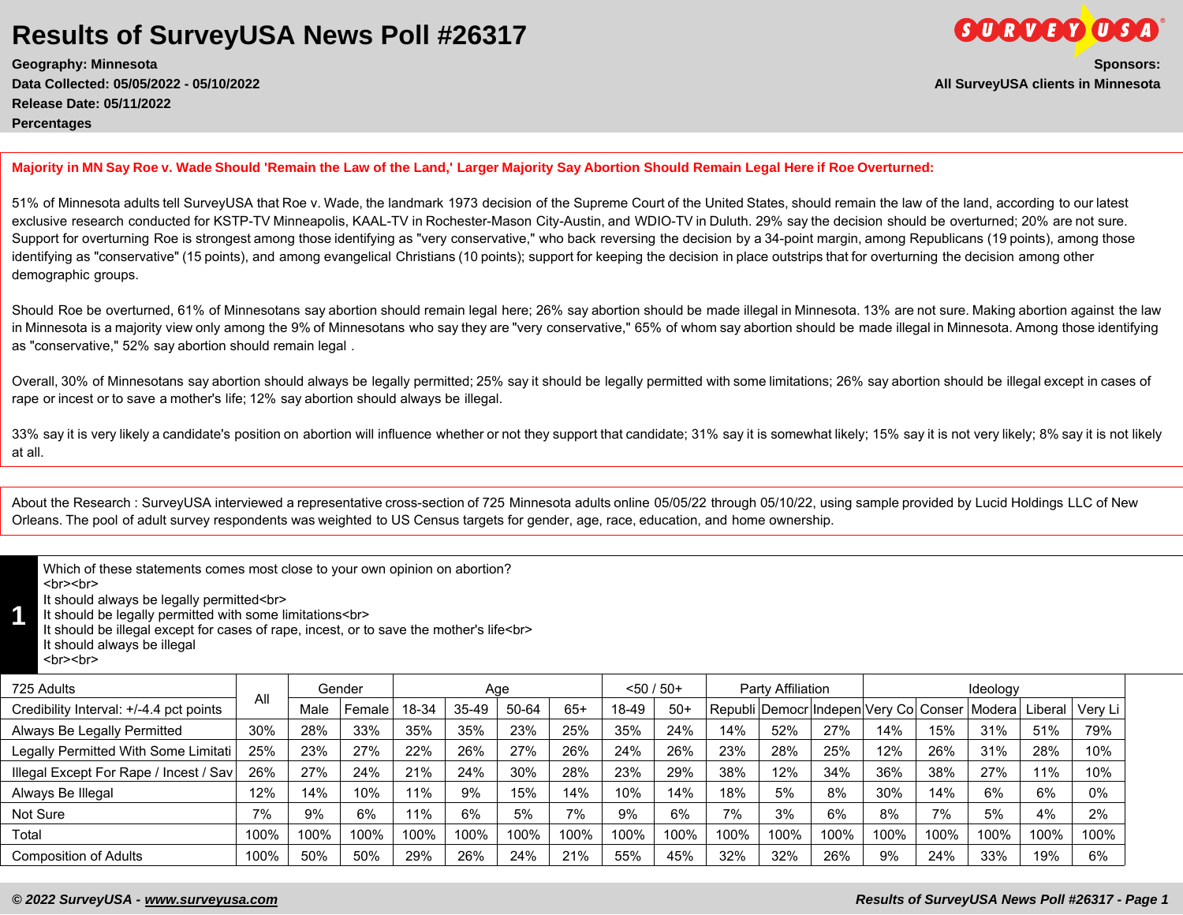# Results of SurveyUSA News Poll #26317

**Geography: Minnesota**
**Data Collected: 05/05/2022 - 05/10/2022**
**Release Date: 05/11/2022**
**Percentages**

**Sponsors:**
**All SurveyUSA clients in Minnesota**

**Majority in MN Say Roe v. Wade Should 'Remain the Law of the Land,' Larger Majority Say Abortion Should Remain Legal Here if Roe Overturned:**

51% of Minnesota adults tell SurveyUSA that Roe v. Wade, the landmark 1973 decision of the Supreme Court of the United States, should remain the law of the land, according to our latest exclusive research conducted for KSTP-TV Minneapolis, KAAL-TV in Rochester-Mason City-Austin, and WDIO-TV in Duluth. 29% say the decision should be overturned; 20% are not sure. Support for overturning Roe is strongest among those identifying as "very conservative," who back reversing the decision by a 34-point margin, among Republicans (19 points), among those identifying as "conservative" (15 points), and among evangelical Christians (10 points); support for keeping the decision in place outstrips that for overturning the decision among other demographic groups.

Should Roe be overturned, 61% of Minnesotans say abortion should remain legal here; 26% say abortion should be made illegal in Minnesota. 13% are not sure. Making abortion against the law in Minnesota is a majority view only among the 9% of Minnesotans who say they are "very conservative," 65% of whom say abortion should be made illegal in Minnesota. Among those identifying as "conservative," 52% say abortion should remain legal .

Overall, 30% of Minnesotans say abortion should always be legally permitted; 25% say it should be legally permitted with some limitations; 26% say abortion should be illegal except in cases of rape or incest or to save a mother's life; 12% say abortion should always be illegal.

33% say it is very likely a candidate's position on abortion will influence whether or not they support that candidate; 31% say it is somewhat likely; 15% say it is not very likely; 8% say it is not likely at all.

About the Research : SurveyUSA interviewed a representative cross-section of 725 Minnesota adults online 05/05/22 through 05/10/22, using sample provided by Lucid Holdings LLC of New Orleans. The pool of adult survey respondents was weighted to US Census targets for gender, age, race, education, and home ownership.

## 1

Which of these statements comes most close to your own opinion on abortion?
<br><br>
It should always be legally permitted<br>
It should be legally permitted with some limitations<br>
It should be illegal except for cases of rape, incest, or to save the mother's life<br>
It should always be illegal
<br><br>

| 725 Adults | All | Gender | | Age | | | | <50 / 50+ | | Party Affiliation | | | Ideology | | | | |
|---|---|---|---|---|---|---|---|---|---|---|---|---|---|---|---|---|---|
| Credibility Interval: +/-4.4 pct points | | Male | Female | 18-34 | 35-49 | 50-64 | 65+ | 18-49 | 50+ | Republi | Democr | Indepen | Very Co | Conser | Modera | Liberal | Very Li |
| Always Be Legally Permitted | 30% | 28% | 33% | 35% | 35% | 23% | 25% | 35% | 24% | 14% | 52% | 27% | 14% | 15% | 31% | 51% | 79% |
| Legally Permitted With Some Limitati | 25% | 23% | 27% | 22% | 26% | 27% | 26% | 24% | 26% | 23% | 28% | 25% | 12% | 26% | 31% | 28% | 10% |
| Illegal Except For Rape / Incest / Sav | 26% | 27% | 24% | 21% | 24% | 30% | 28% | 23% | 29% | 38% | 12% | 34% | 36% | 38% | 27% | 11% | 10% |
| Always Be Illegal | 12% | 14% | 10% | 11% | 9% | 15% | 14% | 10% | 14% | 18% | 5% | 8% | 30% | 14% | 6% | 6% | 0% |
| Not Sure | 7% | 9% | 6% | 11% | 6% | 5% | 7% | 9% | 6% | 7% | 3% | 6% | 8% | 7% | 5% | 4% | 2% |
| Total | 100% | 100% | 100% | 100% | 100% | 100% | 100% | 100% | 100% | 100% | 100% | 100% | 100% | 100% | 100% | 100% | 100% |
| Composition of Adults | 100% | 50% | 50% | 29% | 26% | 24% | 21% | 55% | 45% | 32% | 32% | 26% | 9% | 24% | 33% | 19% | 6% |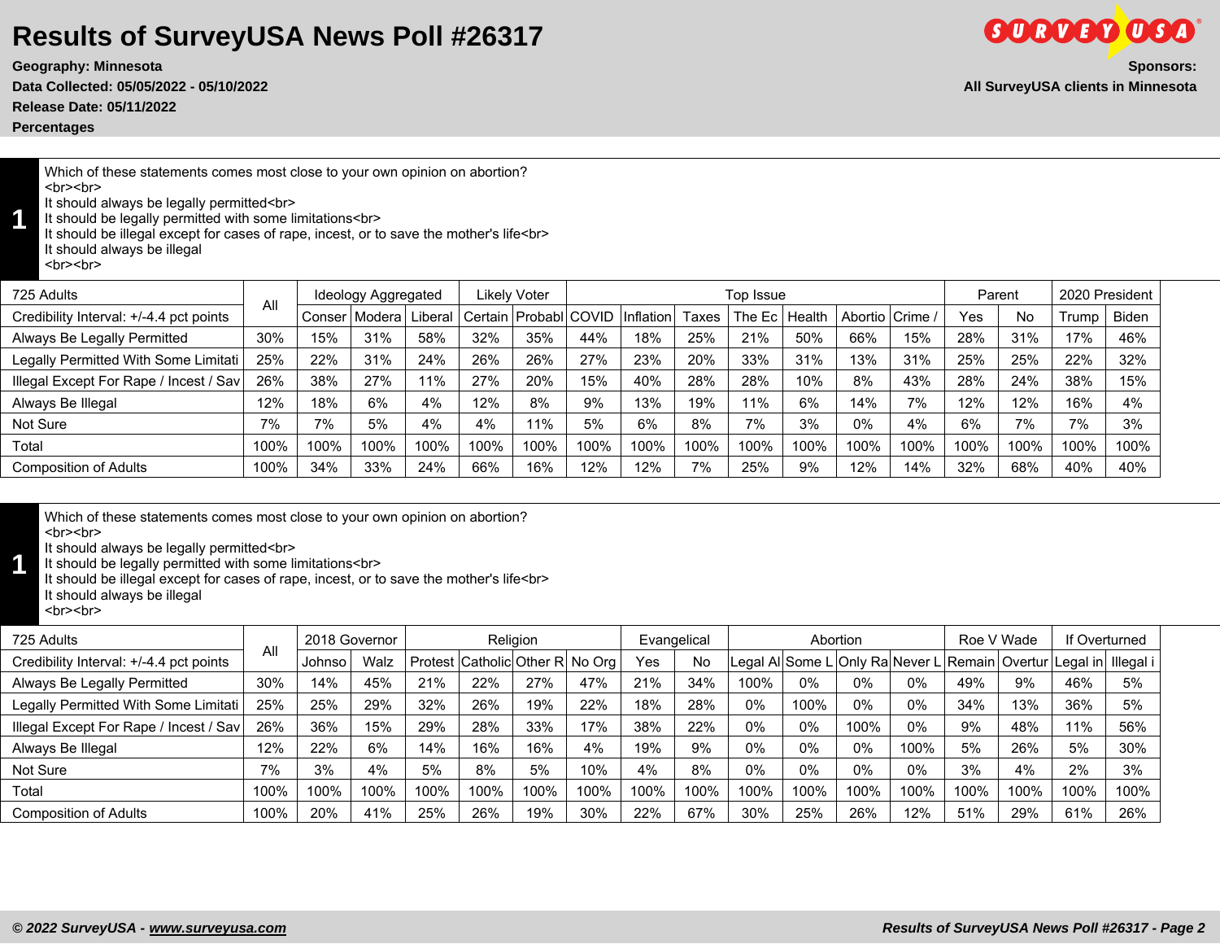# Results of SurveyUSA News Poll #26317

**Geography: Minnesota**
**Data Collected: 05/05/2022 - 05/10/2022**
**Release Date: 05/11/2022**
**Percentages**

**Sponsors:**
**All SurveyUSA clients in Minnesota**

**1**

Which of these statements comes most close to your own opinion on abortion?
<br><br>
It should always be legally permitted<br>
It should be legally permitted with some limitations<br>
It should be illegal except for cases of rape, incest, or to save the mother's life<br>
It should always be illegal
<br><br>

| 725 Adults | All | Ideology Aggregated | | | Likely Voter | | Top Issue | | | | | | | Parent | | 2020 President | |
|---|---|---|---|---|---|---|---|---|---|---|---|---|---|---|---|---|---|
| Credibility Interval: +/-4.4 pct points | | Conser | Modera | Liberal | Certain | Probabl | COVID | Inflation | Taxes | The Ec | Health | Abortio | Crime / | Yes | No | Trump | Biden |
| Always Be Legally Permitted | 30% | 15% | 31% | 58% | 32% | 35% | 44% | 18% | 25% | 21% | 50% | 66% | 15% | 28% | 31% | 17% | 46% |
| Legally Permitted With Some Limitati | 25% | 22% | 31% | 24% | 26% | 26% | 27% | 23% | 20% | 33% | 31% | 13% | 31% | 25% | 25% | 22% | 32% |
| Illegal Except For Rape / Incest / Sav | 26% | 38% | 27% | 11% | 27% | 20% | 15% | 40% | 28% | 28% | 10% | 8% | 43% | 28% | 24% | 38% | 15% |
| Always Be Illegal | 12% | 18% | 6% | 4% | 12% | 8% | 9% | 13% | 19% | 11% | 6% | 14% | 7% | 12% | 12% | 16% | 4% |
| Not Sure | 7% | 7% | 5% | 4% | 4% | 11% | 5% | 6% | 8% | 7% | 3% | 0% | 4% | 6% | 7% | 7% | 3% |
| Total | 100% | 100% | 100% | 100% | 100% | 100% | 100% | 100% | 100% | 100% | 100% | 100% | 100% | 100% | 100% | 100% | 100% |
| Composition of Adults | 100% | 34% | 33% | 24% | 66% | 16% | 12% | 12% | 7% | 25% | 9% | 12% | 14% | 32% | 68% | 40% | 40% |

**1**

Which of these statements comes most close to your own opinion on abortion?
<br><br>
It should always be legally permitted<br>
It should be legally permitted with some limitations<br>
It should be illegal except for cases of rape, incest, or to save the mother's life<br>
It should always be illegal
<br><br>

| 725 Adults | All | 2018 Governor | | Religion | | | | Evangelical | | Abortion | | | | Roe V Wade | | If Overturned | |
|---|---|---|---|---|---|---|---|---|---|---|---|---|---|---|---|---|---|
| Credibility Interval: +/-4.4 pct points | | Johnso | Walz | Protest | Catholic | Other R | No Org | Yes | No | Legal Al | Some L | Only Ra | Never L | Remain | Overtur | Legal in | Illegal i |
| Always Be Legally Permitted | 30% | 14% | 45% | 21% | 22% | 27% | 47% | 21% | 34% | 100% | 0% | 0% | 0% | 49% | 9% | 46% | 5% |
| Legally Permitted With Some Limitati | 25% | 25% | 29% | 32% | 26% | 19% | 22% | 18% | 28% | 0% | 100% | 0% | 0% | 34% | 13% | 36% | 5% |
| Illegal Except For Rape / Incest / Sav | 26% | 36% | 15% | 29% | 28% | 33% | 17% | 38% | 22% | 0% | 0% | 100% | 0% | 9% | 48% | 11% | 56% |
| Always Be Illegal | 12% | 22% | 6% | 14% | 16% | 16% | 4% | 19% | 9% | 0% | 0% | 0% | 100% | 5% | 26% | 5% | 30% |
| Not Sure | 7% | 3% | 4% | 5% | 8% | 5% | 10% | 4% | 8% | 0% | 0% | 0% | 0% | 3% | 4% | 2% | 3% |
| Total | 100% | 100% | 100% | 100% | 100% | 100% | 100% | 100% | 100% | 100% | 100% | 100% | 100% | 100% | 100% | 100% | 100% |
| Composition of Adults | 100% | 20% | 41% | 25% | 26% | 19% | 30% | 22% | 67% | 30% | 25% | 26% | 12% | 51% | 29% | 61% | 26% |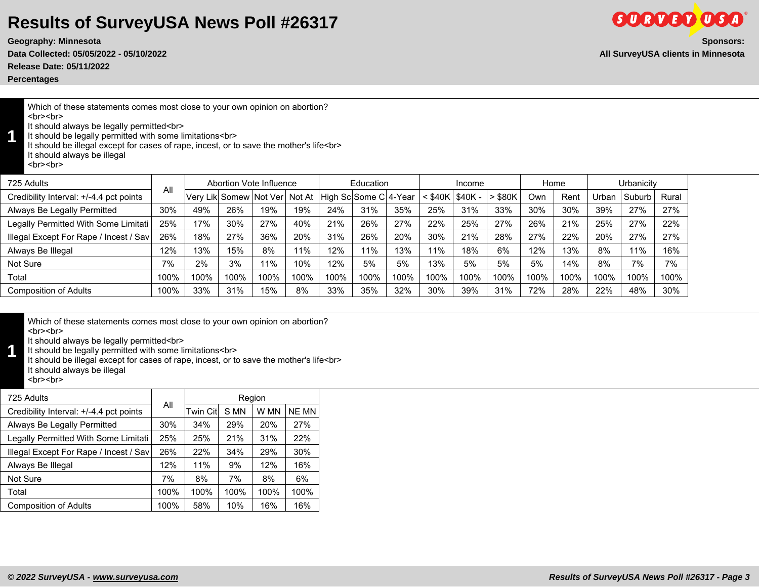# Results of SurveyUSA News Poll #26317

**Geography: Minnesota**
**Data Collected: 05/05/2022 - 05/10/2022**
**Release Date: 05/11/2022**
**Percentages**

**Sponsors:**
**All SurveyUSA clients in Minnesota**

## 1

Which of these statements comes most close to your own opinion on abortion?
<br><br>
It should always be legally permitted<br>
It should be legally permitted with some limitations<br>
It should be illegal except for cases of rape, incest, or to save the mother's life<br>
It should always be illegal
<br><br>

| 725 Adults | All | Abortion Vote Influence | | | | Education | | | Income | | | Home | | Urbanicity | | |
|---|---|---|---|---|---|---|---|---|---|---|---|---|---|---|---|---|
| Credibility Interval: +/-4.4 pct points | | Very Lik | Somew | Not Ver | Not At | High Sc | Some C | 4-Year | < $40K | $40K - | > $80K | Own | Rent | Urban | Suburb | Rural |
| Always Be Legally Permitted | 30% | 49% | 26% | 19% | 19% | 24% | 31% | 35% | 25% | 31% | 33% | 30% | 30% | 39% | 27% | 27% |
| Legally Permitted With Some Limitati | 25% | 17% | 30% | 27% | 40% | 21% | 26% | 27% | 22% | 25% | 27% | 26% | 21% | 25% | 27% | 22% |
| Illegal Except For Rape / Incest / Sav | 26% | 18% | 27% | 36% | 20% | 31% | 26% | 20% | 30% | 21% | 28% | 27% | 22% | 20% | 27% | 27% |
| Always Be Illegal | 12% | 13% | 15% | 8% | 11% | 12% | 11% | 13% | 11% | 18% | 6% | 12% | 13% | 8% | 11% | 16% |
| Not Sure | 7% | 2% | 3% | 11% | 10% | 12% | 5% | 5% | 13% | 5% | 5% | 5% | 14% | 8% | 7% | 7% |
| Total | 100% | 100% | 100% | 100% | 100% | 100% | 100% | 100% | 100% | 100% | 100% | 100% | 100% | 100% | 100% | 100% |
| Composition of Adults | 100% | 33% | 31% | 15% | 8% | 33% | 35% | 32% | 30% | 39% | 31% | 72% | 28% | 22% | 48% | 30% |

## 1

Which of these statements comes most close to your own opinion on abortion?
<br><br>
It should always be legally permitted<br>
It should be legally permitted with some limitations<br>
It should be illegal except for cases of rape, incest, or to save the mother's life<br>
It should always be illegal
<br><br>

| 725 Adults | All | Region | | | |
|---|---|---|---|---|---|
| Credibility Interval: +/-4.4 pct points | | Twin Cit | S MN | W MN | NE MN |
| Always Be Legally Permitted | 30% | 34% | 29% | 20% | 27% |
| Legally Permitted With Some Limitati | 25% | 25% | 21% | 31% | 22% |
| Illegal Except For Rape / Incest / Sav | 26% | 22% | 34% | 29% | 30% |
| Always Be Illegal | 12% | 11% | 9% | 12% | 16% |
| Not Sure | 7% | 8% | 7% | 8% | 6% |
| Total | 100% | 100% | 100% | 100% | 100% |
| Composition of Adults | 100% | 58% | 10% | 16% | 16% |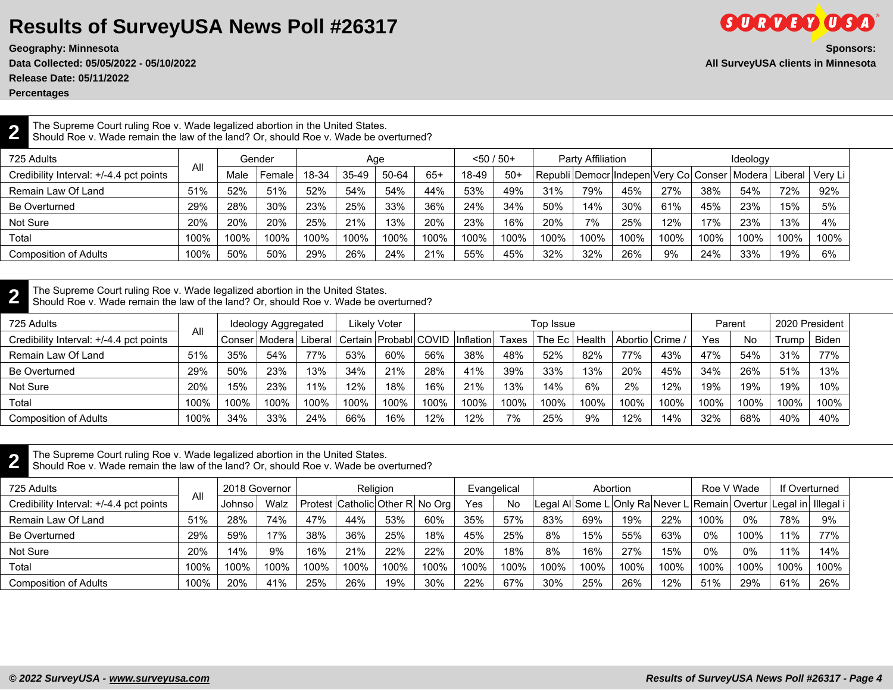# Results of SurveyUSA News Poll #26317

**Geography: Minnesota**
**Data Collected: 05/05/2022 - 05/10/2022**
**Release Date: 05/11/2022**
**Percentages**

**Sponsors:**
**All SurveyUSA clients in Minnesota**

## 2

The Supreme Court ruling Roe v. Wade legalized abortion in the United States.
Should Roe v. Wade remain the law of the land? Or, should Roe v. Wade be overturned?

| 725 Adults | All | Gender | | Age | | | | <50 / 50+ | | Party Affiliation | | | Ideology | | | | |
|---|---|---|---|---|---|---|---|---|---|---|---|---|---|---|---|---|---|
| Credibility Interval: +/-4.4 pct points | | Male | Female | 18-34 | 35-49 | 50-64 | 65+ | 18-49 | 50+ | Republi | Democr | Indepen | Very Co | Conser | Modera | Liberal | Very Li |
| Remain Law Of Land | 51% | 52% | 51% | 52% | 54% | 54% | 44% | 53% | 49% | 31% | 79% | 45% | 27% | 38% | 54% | 72% | 92% |
| Be Overturned | 29% | 28% | 30% | 23% | 25% | 33% | 36% | 24% | 34% | 50% | 14% | 30% | 61% | 45% | 23% | 15% | 5% |
| Not Sure | 20% | 20% | 20% | 25% | 21% | 13% | 20% | 23% | 16% | 20% | 7% | 25% | 12% | 17% | 23% | 13% | 4% |
| Total | 100% | 100% | 100% | 100% | 100% | 100% | 100% | 100% | 100% | 100% | 100% | 100% | 100% | 100% | 100% | 100% | 100% |
| Composition of Adults | 100% | 50% | 50% | 29% | 26% | 24% | 21% | 55% | 45% | 32% | 32% | 26% | 9% | 24% | 33% | 19% | 6% |

## 2

The Supreme Court ruling Roe v. Wade legalized abortion in the United States.
Should Roe v. Wade remain the law of the land? Or, should Roe v. Wade be overturned?

| 725 Adults | All | Ideology Aggregated | | | Likely Voter | | Top Issue | | | | | | | Parent | | 2020 President | |
|---|---|---|---|---|---|---|---|---|---|---|---|---|---|---|---|---|---|
| Credibility Interval: +/-4.4 pct points | | Conser | Modera | Liberal | Certain | Probabl | COVID | Inflation | Taxes | The Ec | Health | Abortio | Crime / | Yes | No | Trump | Biden |
| Remain Law Of Land | 51% | 35% | 54% | 77% | 53% | 60% | 56% | 38% | 48% | 52% | 82% | 77% | 43% | 47% | 54% | 31% | 77% |
| Be Overturned | 29% | 50% | 23% | 13% | 34% | 21% | 28% | 41% | 39% | 33% | 13% | 20% | 45% | 34% | 26% | 51% | 13% |
| Not Sure | 20% | 15% | 23% | 11% | 12% | 18% | 16% | 21% | 13% | 14% | 6% | 2% | 12% | 19% | 19% | 19% | 10% |
| Total | 100% | 100% | 100% | 100% | 100% | 100% | 100% | 100% | 100% | 100% | 100% | 100% | 100% | 100% | 100% | 100% | 100% |
| Composition of Adults | 100% | 34% | 33% | 24% | 66% | 16% | 12% | 12% | 7% | 25% | 9% | 12% | 14% | 32% | 68% | 40% | 40% |

## 2

The Supreme Court ruling Roe v. Wade legalized abortion in the United States.
Should Roe v. Wade remain the law of the land? Or, should Roe v. Wade be overturned?

| 725 Adults | All | 2018 Governor | | Religion | | | | Evangelical | | Abortion | | | | Roe V Wade | | If Overturned | |
|---|---|---|---|---|---|---|---|---|---|---|---|---|---|---|---|---|---|
| Credibility Interval: +/-4.4 pct points | | Johnso | Walz | Protest | Catholic | Other R | No Org | Yes | No | Legal Al | Some L | Only Ra | Never L | Remain | Overtur | Legal in | Illegal i |
| Remain Law Of Land | 51% | 28% | 74% | 47% | 44% | 53% | 60% | 35% | 57% | 83% | 69% | 19% | 22% | 100% | 0% | 78% | 9% |
| Be Overturned | 29% | 59% | 17% | 38% | 36% | 25% | 18% | 45% | 25% | 8% | 15% | 55% | 63% | 0% | 100% | 11% | 77% |
| Not Sure | 20% | 14% | 9% | 16% | 21% | 22% | 22% | 20% | 18% | 8% | 16% | 27% | 15% | 0% | 0% | 11% | 14% |
| Total | 100% | 100% | 100% | 100% | 100% | 100% | 100% | 100% | 100% | 100% | 100% | 100% | 100% | 100% | 100% | 100% | 100% |
| Composition of Adults | 100% | 20% | 41% | 25% | 26% | 19% | 30% | 22% | 67% | 30% | 25% | 26% | 12% | 51% | 29% | 61% | 26% |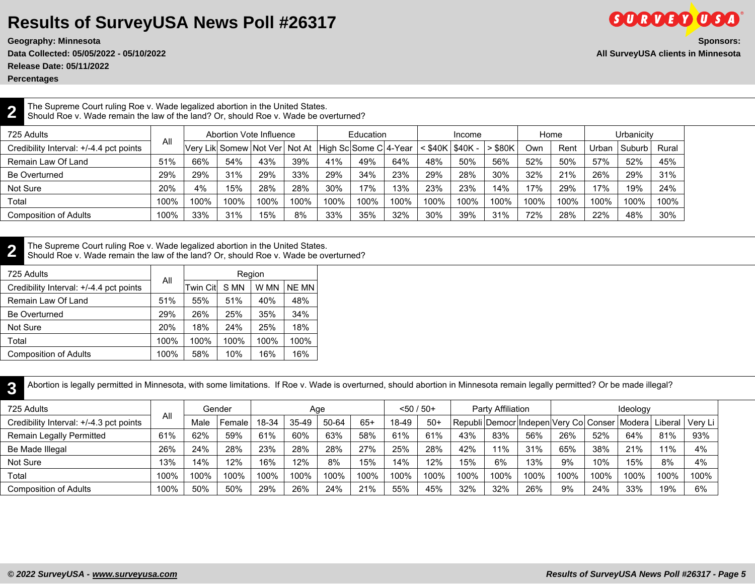# Results of SurveyUSA News Poll #26317

**Geography: Minnesota**
**Data Collected: 05/05/2022 - 05/10/2022**
**Release Date: 05/11/2022**
**Percentages**

**Sponsors:**
**All SurveyUSA clients in Minnesota**

## 2

The Supreme Court ruling Roe v. Wade legalized abortion in the United States.
Should Roe v. Wade remain the law of the land? Or, should Roe v. Wade be overturned?

| 725 Adults | All | Abortion Vote Influence | | | | Education | | | Income | | | Home | | Urbanicity | | |
|---|---|---|---|---|---|---|---|---|---|---|---|---|---|---|---|---|
| Credibility Interval: +/-4.4 pct points | | Very Lik | Somew | Not Ver | Not At | High Sc | Some C | 4-Year | < $40K | $40K - | > $80K | Own | Rent | Urban | Suburb | Rural |
| Remain Law Of Land | 51% | 66% | 54% | 43% | 39% | 41% | 49% | 64% | 48% | 50% | 56% | 52% | 50% | 57% | 52% | 45% |
| Be Overturned | 29% | 29% | 31% | 29% | 33% | 29% | 34% | 23% | 29% | 28% | 30% | 32% | 21% | 26% | 29% | 31% |
| Not Sure | 20% | 4% | 15% | 28% | 28% | 30% | 17% | 13% | 23% | 23% | 14% | 17% | 29% | 17% | 19% | 24% |
| Total | 100% | 100% | 100% | 100% | 100% | 100% | 100% | 100% | 100% | 100% | 100% | 100% | 100% | 100% | 100% | 100% |
| Composition of Adults | 100% | 33% | 31% | 15% | 8% | 33% | 35% | 32% | 30% | 39% | 31% | 72% | 28% | 22% | 48% | 30% |

## 2

The Supreme Court ruling Roe v. Wade legalized abortion in the United States.
Should Roe v. Wade remain the law of the land? Or, should Roe v. Wade be overturned?

| 725 Adults | All | Region | | | |
|---|---|---|---|---|---|
| Credibility Interval: +/-4.4 pct points | | Twin Cit | S MN | W MN | NE MN |
| Remain Law Of Land | 51% | 55% | 51% | 40% | 48% |
| Be Overturned | 29% | 26% | 25% | 35% | 34% |
| Not Sure | 20% | 18% | 24% | 25% | 18% |
| Total | 100% | 100% | 100% | 100% | 100% |
| Composition of Adults | 100% | 58% | 10% | 16% | 16% |

## 3

Abortion is legally permitted in Minnesota, with some limitations. If Roe v. Wade is overturned, should abortion in Minnesota remain legally permitted? Or be made illegal?

| 725 Adults | All | Gender | | Age | | | | <50 / 50+ | | Party Affiliation | | | Ideology | | | | |
|---|---|---|---|---|---|---|---|---|---|---|---|---|---|---|---|---|---|
| Credibility Interval: +/-4.3 pct points | | Male | Female | 18-34 | 35-49 | 50-64 | 65+ | 18-49 | 50+ | Republi | Democr | Indepen | Very Co | Conser | Modera | Liberal | Very Li |
| Remain Legally Permitted | 61% | 62% | 59% | 61% | 60% | 63% | 58% | 61% | 61% | 43% | 83% | 56% | 26% | 52% | 64% | 81% | 93% |
| Be Made Illegal | 26% | 24% | 28% | 23% | 28% | 28% | 27% | 25% | 28% | 42% | 11% | 31% | 65% | 38% | 21% | 11% | 4% |
| Not Sure | 13% | 14% | 12% | 16% | 12% | 8% | 15% | 14% | 12% | 15% | 6% | 13% | 9% | 10% | 15% | 8% | 4% |
| Total | 100% | 100% | 100% | 100% | 100% | 100% | 100% | 100% | 100% | 100% | 100% | 100% | 100% | 100% | 100% | 100% | 100% |
| Composition of Adults | 100% | 50% | 50% | 29% | 26% | 24% | 21% | 55% | 45% | 32% | 32% | 26% | 9% | 24% | 33% | 19% | 6% |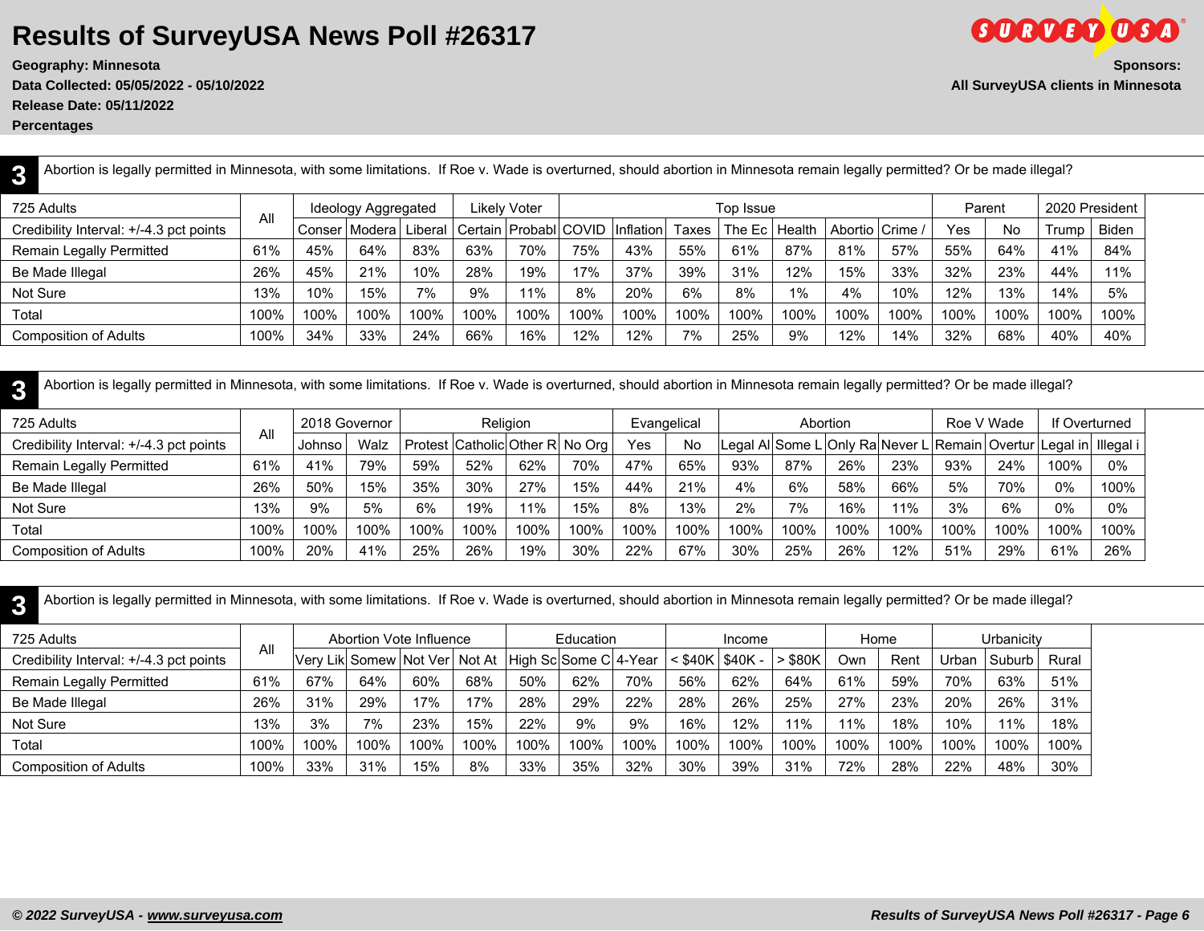# Results of SurveyUSA News Poll #26317

**Geography: Minnesota**
**Data Collected: 05/05/2022 - 05/10/2022**
**Release Date: 05/11/2022**
**Percentages**

**Sponsors:**
**All SurveyUSA clients in Minnesota**

## 3

Abortion is legally permitted in Minnesota, with some limitations. If Roe v. Wade is overturned, should abortion in Minnesota remain legally permitted? Or be made illegal?

| 725 Adults | All | Ideology Aggregated | | | Likely Voter | | Top Issue | | | | | | | Parent | | 2020 President | |
|---|---|---|---|---|---|---|---|---|---|---|---|---|---|---|---|---|---|
| Credibility Interval: +/-4.3 pct points | | Conser | Modera | Liberal | Certain | Probabl | COVID | Inflation | Taxes | The Ec | Health | Abortio | Crime / | Yes | No | Trump | Biden |
| Remain Legally Permitted | 61% | 45% | 64% | 83% | 63% | 70% | 75% | 43% | 55% | 61% | 87% | 81% | 57% | 55% | 64% | 41% | 84% |
| Be Made Illegal | 26% | 45% | 21% | 10% | 28% | 19% | 17% | 37% | 39% | 31% | 12% | 15% | 33% | 32% | 23% | 44% | 11% |
| Not Sure | 13% | 10% | 15% | 7% | 9% | 11% | 8% | 20% | 6% | 8% | 1% | 4% | 10% | 12% | 13% | 14% | 5% |
| Total | 100% | 100% | 100% | 100% | 100% | 100% | 100% | 100% | 100% | 100% | 100% | 100% | 100% | 100% | 100% | 100% | 100% |
| Composition of Adults | 100% | 34% | 33% | 24% | 66% | 16% | 12% | 12% | 7% | 25% | 9% | 12% | 14% | 32% | 68% | 40% | 40% |

## 3

Abortion is legally permitted in Minnesota, with some limitations. If Roe v. Wade is overturned, should abortion in Minnesota remain legally permitted? Or be made illegal?

| 725 Adults | All | 2018 Governor | | Religion | | | | Evangelical | | Abortion | | | | Roe V Wade | | If Overturned | |
|---|---|---|---|---|---|---|---|---|---|---|---|---|---|---|---|---|---|
| Credibility Interval: +/-4.3 pct points | | Johnso | Walz | Protest | Catholic | Other R | No Org | Yes | No | Legal Al | Some L | Only Ra | Never L | Remain | Overtur | Legal in | Illegal i |
| Remain Legally Permitted | 61% | 41% | 79% | 59% | 52% | 62% | 70% | 47% | 65% | 93% | 87% | 26% | 23% | 93% | 24% | 100% | 0% |
| Be Made Illegal | 26% | 50% | 15% | 35% | 30% | 27% | 15% | 44% | 21% | 4% | 6% | 58% | 66% | 5% | 70% | 0% | 100% |
| Not Sure | 13% | 9% | 5% | 6% | 19% | 11% | 15% | 8% | 13% | 2% | 7% | 16% | 11% | 3% | 6% | 0% | 0% |
| Total | 100% | 100% | 100% | 100% | 100% | 100% | 100% | 100% | 100% | 100% | 100% | 100% | 100% | 100% | 100% | 100% | 100% |
| Composition of Adults | 100% | 20% | 41% | 25% | 26% | 19% | 30% | 22% | 67% | 30% | 25% | 26% | 12% | 51% | 29% | 61% | 26% |

## 3

Abortion is legally permitted in Minnesota, with some limitations. If Roe v. Wade is overturned, should abortion in Minnesota remain legally permitted? Or be made illegal?

| 725 Adults | All | Abortion Vote Influence | | | | Education | | | Income | | | Home | | Urbanicity | | |
|---|---|---|---|---|---|---|---|---|---|---|---|---|---|---|---|---|
| Credibility Interval: +/-4.3 pct points | | Very Lik | Somew | Not Ver | Not At | High Sc | Some C | 4-Year | < $40K | $40K - | > $80K | Own | Rent | Urban | Suburb | Rural |
| Remain Legally Permitted | 61% | 67% | 64% | 60% | 68% | 50% | 62% | 70% | 56% | 62% | 64% | 61% | 59% | 70% | 63% | 51% |
| Be Made Illegal | 26% | 31% | 29% | 17% | 17% | 28% | 29% | 22% | 28% | 26% | 25% | 27% | 23% | 20% | 26% | 31% |
| Not Sure | 13% | 3% | 7% | 23% | 15% | 22% | 9% | 9% | 16% | 12% | 11% | 11% | 18% | 10% | 11% | 18% |
| Total | 100% | 100% | 100% | 100% | 100% | 100% | 100% | 100% | 100% | 100% | 100% | 100% | 100% | 100% | 100% | 100% |
| Composition of Adults | 100% | 33% | 31% | 15% | 8% | 33% | 35% | 32% | 30% | 39% | 31% | 72% | 28% | 22% | 48% | 30% |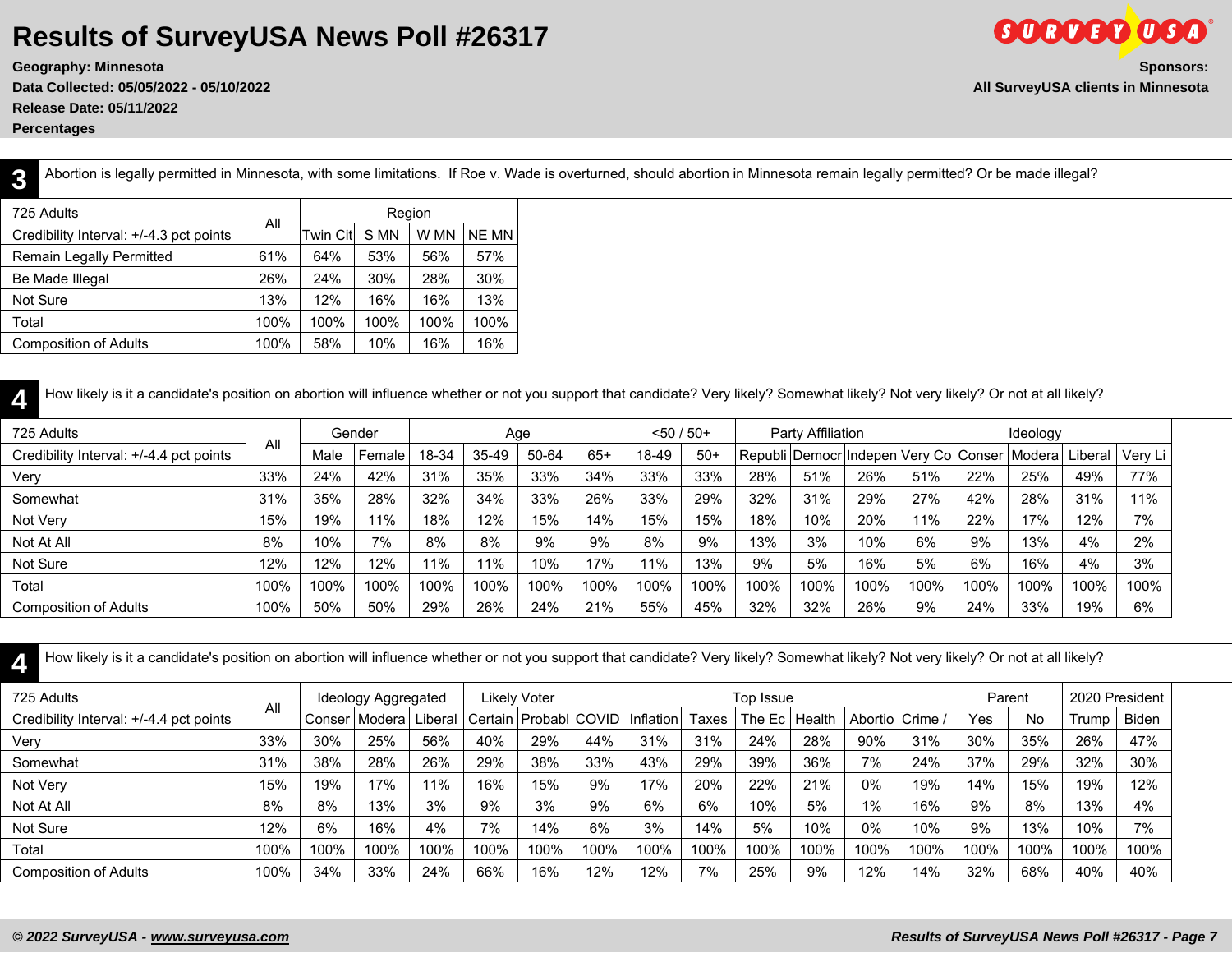# Results of SurveyUSA News Poll #26317

**Geography: Minnesota**
**Data Collected: 05/05/2022 - 05/10/2022**
**Release Date: 05/11/2022**
**Percentages**

**Sponsors:**
**All SurveyUSA clients in Minnesota**

## 3

Abortion is legally permitted in Minnesota, with some limitations. If Roe v. Wade is overturned, should abortion in Minnesota remain legally permitted? Or be made illegal?

| 725 Adults | All | Region | | | |
|---|---|---|---|---|---|
| Credibility Interval: +/-4.3 pct points | | Twin Cit | S MN | W MN | NE MN |
| Remain Legally Permitted | 61% | 64% | 53% | 56% | 57% |
| Be Made Illegal | 26% | 24% | 30% | 28% | 30% |
| Not Sure | 13% | 12% | 16% | 16% | 13% |
| Total | 100% | 100% | 100% | 100% | 100% |
| Composition of Adults | 100% | 58% | 10% | 16% | 16% |

## 4

How likely is it a candidate's position on abortion will influence whether or not you support that candidate? Very likely? Somewhat likely? Not very likely? Or not at all likely?

| 725 Adults | All | Gender | | Age | | | | <50 / 50+ | | Party Affiliation | | | Ideology | | | | |
|---|---|---|---|---|---|---|---|---|---|---|---|---|---|---|---|---|---|
| Credibility Interval: +/-4.4 pct points | | Male | Female | 18-34 | 35-49 | 50-64 | 65+ | 18-49 | 50+ | Republi | Democr | Indepen | Very Co | Conser | Modera | Liberal | Very Li |
| Very | 33% | 24% | 42% | 31% | 35% | 33% | 34% | 33% | 33% | 28% | 51% | 26% | 51% | 22% | 25% | 49% | 77% |
| Somewhat | 31% | 35% | 28% | 32% | 34% | 33% | 26% | 33% | 29% | 32% | 31% | 29% | 27% | 42% | 28% | 31% | 11% |
| Not Very | 15% | 19% | 11% | 18% | 12% | 15% | 14% | 15% | 15% | 18% | 10% | 20% | 11% | 22% | 17% | 12% | 7% |
| Not At All | 8% | 10% | 7% | 8% | 8% | 9% | 9% | 8% | 9% | 13% | 3% | 10% | 6% | 9% | 13% | 4% | 2% |
| Not Sure | 12% | 12% | 12% | 11% | 11% | 10% | 17% | 11% | 13% | 9% | 5% | 16% | 5% | 6% | 16% | 4% | 3% |
| Total | 100% | 100% | 100% | 100% | 100% | 100% | 100% | 100% | 100% | 100% | 100% | 100% | 100% | 100% | 100% | 100% | 100% |
| Composition of Adults | 100% | 50% | 50% | 29% | 26% | 24% | 21% | 55% | 45% | 32% | 32% | 26% | 9% | 24% | 33% | 19% | 6% |

## 4

How likely is it a candidate's position on abortion will influence whether or not you support that candidate? Very likely? Somewhat likely? Not very likely? Or not at all likely?

| 725 Adults | All | Ideology Aggregated | | | Likely Voter | | Top Issue | | | | | | | Parent | | 2020 President | |
|---|---|---|---|---|---|---|---|---|---|---|---|---|---|---|---|---|---|
| Credibility Interval: +/-4.4 pct points | | Conser | Modera | Liberal | Certain | Probabl | COVID | Inflation | Taxes | The Ec | Health | Abortio | Crime / | Yes | No | Trump | Biden |
| Very | 33% | 30% | 25% | 56% | 40% | 29% | 44% | 31% | 31% | 24% | 28% | 90% | 31% | 30% | 35% | 26% | 47% |
| Somewhat | 31% | 38% | 28% | 26% | 29% | 38% | 33% | 43% | 29% | 39% | 36% | 7% | 24% | 37% | 29% | 32% | 30% |
| Not Very | 15% | 19% | 17% | 11% | 16% | 15% | 9% | 17% | 20% | 22% | 21% | 0% | 19% | 14% | 15% | 19% | 12% |
| Not At All | 8% | 8% | 13% | 3% | 9% | 3% | 9% | 6% | 6% | 10% | 5% | 1% | 16% | 9% | 8% | 13% | 4% |
| Not Sure | 12% | 6% | 16% | 4% | 7% | 14% | 6% | 3% | 14% | 5% | 10% | 0% | 10% | 9% | 13% | 10% | 7% |
| Total | 100% | 100% | 100% | 100% | 100% | 100% | 100% | 100% | 100% | 100% | 100% | 100% | 100% | 100% | 100% | 100% | 100% |
| Composition of Adults | 100% | 34% | 33% | 24% | 66% | 16% | 12% | 12% | 7% | 25% | 9% | 12% | 14% | 32% | 68% | 40% | 40% |

*© 2022 SurveyUSA - www.surveyusa.com*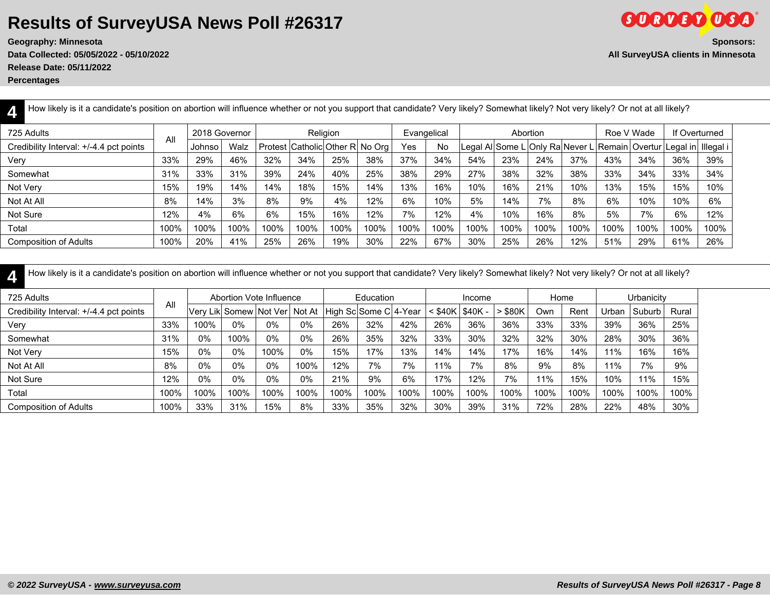# Results of SurveyUSA News Poll #26317

**Geography: Minnesota**
**Data Collected: 05/05/2022 - 05/10/2022**
**Release Date: 05/11/2022**
**Percentages**

**Sponsors:**
**All SurveyUSA clients in Minnesota**

**4** How likely is it a candidate's position on abortion will influence whether or not you support that candidate? Very likely? Somewhat likely? Not very likely? Or not at all likely?

| 725 Adults | All | 2018 Governor | | Religion | | | | Evangelical | | Abortion | | | | Roe V Wade | | If Overturned | |
|---|---|---|---|---|---|---|---|---|---|---|---|---|---|---|---|---|---|
| Credibility Interval: +/-4.4 pct points | | Johnso | Walz | Protest | Catholic | Other R | No Org | Yes | No | Legal Al | Some L | Only Ra | Never L | Remain | Overtur | Legal in | Illegal i |
| Very | 33% | 29% | 46% | 32% | 34% | 25% | 38% | 37% | 34% | 54% | 23% | 24% | 37% | 43% | 34% | 36% | 39% |
| Somewhat | 31% | 33% | 31% | 39% | 24% | 40% | 25% | 38% | 29% | 27% | 38% | 32% | 38% | 33% | 34% | 33% | 34% |
| Not Very | 15% | 19% | 14% | 14% | 18% | 15% | 14% | 13% | 16% | 10% | 16% | 21% | 10% | 13% | 15% | 15% | 10% |
| Not At All | 8% | 14% | 3% | 8% | 9% | 4% | 12% | 6% | 10% | 5% | 14% | 7% | 8% | 6% | 10% | 10% | 6% |
| Not Sure | 12% | 4% | 6% | 6% | 15% | 16% | 12% | 7% | 12% | 4% | 10% | 16% | 8% | 5% | 7% | 6% | 12% |
| Total | 100% | 100% | 100% | 100% | 100% | 100% | 100% | 100% | 100% | 100% | 100% | 100% | 100% | 100% | 100% | 100% | 100% |
| Composition of Adults | 100% | 20% | 41% | 25% | 26% | 19% | 30% | 22% | 67% | 30% | 25% | 26% | 12% | 51% | 29% | 61% | 26% |

**4** How likely is it a candidate's position on abortion will influence whether or not you support that candidate? Very likely? Somewhat likely? Not very likely? Or not at all likely?

| 725 Adults | All | Abortion Vote Influence | | | | Education | | | Income | | | Home | | Urbanicity | | |
|---|---|---|---|---|---|---|---|---|---|---|---|---|---|---|---|---|
| Credibility Interval: +/-4.4 pct points | | Very Lik | Somew | Not Ver | Not At | High Sc | Some C | 4-Year | < $40K | $40K - | > $80K | Own | Rent | Urban | Suburb | Rural |
| Very | 33% | 100% | 0% | 0% | 0% | 26% | 32% | 42% | 26% | 36% | 36% | 33% | 33% | 39% | 36% | 25% |
| Somewhat | 31% | 0% | 100% | 0% | 0% | 26% | 35% | 32% | 33% | 30% | 32% | 32% | 30% | 28% | 30% | 36% |
| Not Very | 15% | 0% | 0% | 100% | 0% | 15% | 17% | 13% | 14% | 14% | 17% | 16% | 14% | 11% | 16% | 16% |
| Not At All | 8% | 0% | 0% | 0% | 100% | 12% | 7% | 7% | 11% | 7% | 8% | 9% | 8% | 11% | 7% | 9% |
| Not Sure | 12% | 0% | 0% | 0% | 0% | 21% | 9% | 6% | 17% | 12% | 7% | 11% | 15% | 10% | 11% | 15% |
| Total | 100% | 100% | 100% | 100% | 100% | 100% | 100% | 100% | 100% | 100% | 100% | 100% | 100% | 100% | 100% | 100% |
| Composition of Adults | 100% | 33% | 31% | 15% | 8% | 33% | 35% | 32% | 30% | 39% | 31% | 72% | 28% | 22% | 48% | 30% |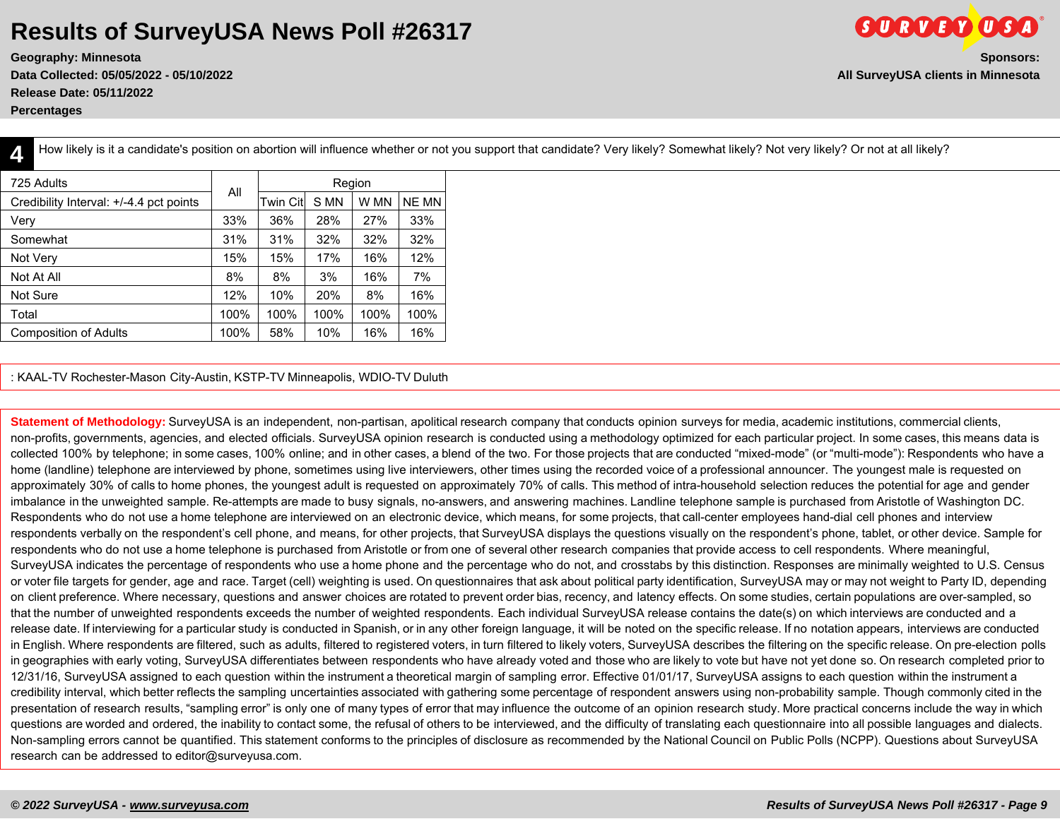# Results of SurveyUSA News Poll #26317

**Geography: Minnesota**
**Data Collected: 05/05/2022 - 05/10/2022**
**Release Date: 05/11/2022**
**Percentages**

**Sponsors:**
**All SurveyUSA clients in Minnesota**

**4** How likely is it a candidate's position on abortion will influence whether or not you support that candidate? Very likely? Somewhat likely? Not very likely? Or not at all likely?

| 725 Adults | All | Region | | | |
|---|---|---|---|---|---|
| Credibility Interval: +/-4.4 pct points | | Twin Cit | S MN | W MN | NE MN |
| Very | 33% | 36% | 28% | 27% | 33% |
| Somewhat | 31% | 31% | 32% | 32% | 32% |
| Not Very | 15% | 15% | 17% | 16% | 12% |
| Not At All | 8% | 8% | 3% | 16% | 7% |
| Not Sure | 12% | 10% | 20% | 8% | 16% |
| Total | 100% | 100% | 100% | 100% | 100% |
| Composition of Adults | 100% | 58% | 10% | 16% | 16% |

: KAAL-TV Rochester-Mason City-Austin, KSTP-TV Minneapolis, WDIO-TV Duluth

**Statement of Methodology:** SurveyUSA is an independent, non-partisan, apolitical research company that conducts opinion surveys for media, academic institutions, commercial clients, non-profits, governments, agencies, and elected officials. SurveyUSA opinion research is conducted using a methodology optimized for each particular project. In some cases, this means data is collected 100% by telephone; in some cases, 100% online; and in other cases, a blend of the two. For those projects that are conducted "mixed-mode" (or "multi-mode"): Respondents who have a home (landline) telephone are interviewed by phone, sometimes using live interviewers, other times using the recorded voice of a professional announcer. The youngest male is requested on approximately 30% of calls to home phones, the youngest adult is requested on approximately 70% of calls. This method of intra-household selection reduces the potential for age and gender imbalance in the unweighted sample. Re-attempts are made to busy signals, no-answers, and answering machines. Landline telephone sample is purchased from Aristotle of Washington DC. Respondents who do not use a home telephone are interviewed on an electronic device, which means, for some projects, that call-center employees hand-dial cell phones and interview respondents verbally on the respondent's cell phone, and means, for other projects, that SurveyUSA displays the questions visually on the respondent's phone, tablet, or other device. Sample for respondents who do not use a home telephone is purchased from Aristotle or from one of several other research companies that provide access to cell respondents. Where meaningful, SurveyUSA indicates the percentage of respondents who use a home phone and the percentage who do not, and crosstabs by this distinction. Responses are minimally weighted to U.S. Census or voter file targets for gender, age and race. Target (cell) weighting is used. On questionnaires that ask about political party identification, SurveyUSA may or may not weight to Party ID, depending on client preference. Where necessary, questions and answer choices are rotated to prevent order bias, recency, and latency effects. On some studies, certain populations are over-sampled, so that the number of unweighted respondents exceeds the number of weighted respondents. Each individual SurveyUSA release contains the date(s) on which interviews are conducted and a release date. If interviewing for a particular study is conducted in Spanish, or in any other foreign language, it will be noted on the specific release. If no notation appears, interviews are conducted in English. Where respondents are filtered, such as adults, filtered to registered voters, in turn filtered to likely voters, SurveyUSA describes the filtering on the specific release. On pre-election polls in geographies with early voting, SurveyUSA differentiates between respondents who have already voted and those who are likely to vote but have not yet done so. On research completed prior to 12/31/16, SurveyUSA assigned to each question within the instrument a theoretical margin of sampling error. Effective 01/01/17, SurveyUSA assigns to each question within the instrument a credibility interval, which better reflects the sampling uncertainties associated with gathering some percentage of respondent answers using non-probability sample. Though commonly cited in the presentation of research results, "sampling error" is only one of many types of error that may influence the outcome of an opinion research study. More practical concerns include the way in which questions are worded and ordered, the inability to contact some, the refusal of others to be interviewed, and the difficulty of translating each questionnaire into all possible languages and dialects. Non-sampling errors cannot be quantified. This statement conforms to the principles of disclosure as recommended by the National Council on Public Polls (NCPP). Questions about SurveyUSA research can be addressed to editor@surveyusa.com.